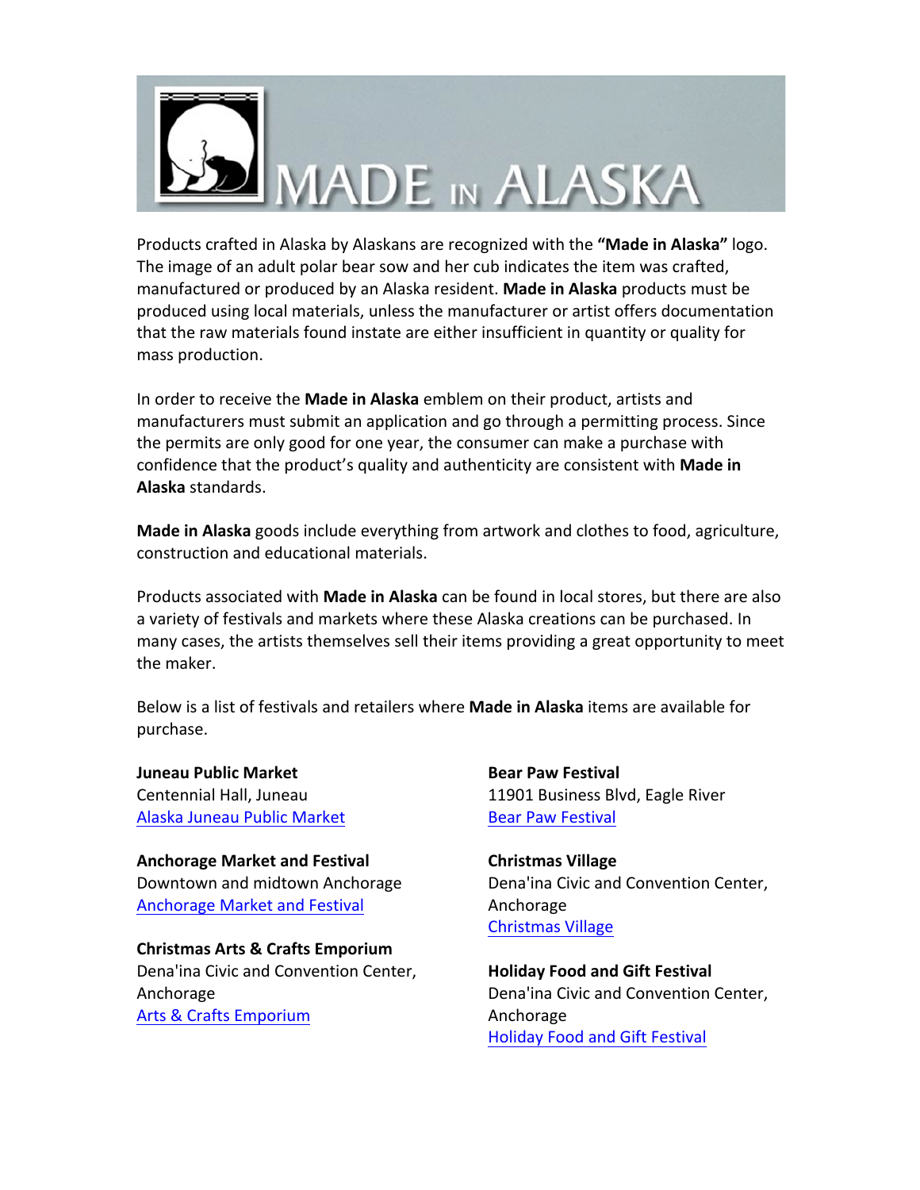# MADE IN ALASKA

Products crafted in Alaska by Alaskans are recognized with the **"Made in Alaska"** logo. The image of an adult polar bear sow and her cub indicates the item was crafted, manufactured or produced by an Alaska resident. **Made in Alaska** products must be produced using local materials, unless the manufacturer or artist offers documentation that the raw materials found instate are either insufficient in quantity or quality for mass production.

In order to receive the **Made in Alaska** emblem on their product, artists and manufacturers must submit an application and go through a permitting process. Since the permits are only good for one year, the consumer can make a purchase with confidence that the product's quality and authenticity are consistent with **Made in Alaska** standards.

**Made in Alaska** goods include everything from artwork and clothes to food, agriculture, construction and educational materials.

Products associated with **Made in Alaska** can be found in local stores, but there are also a variety of festivals and markets where these Alaska creations can be purchased. In many cases, the artists themselves sell their items providing a great opportunity to meet the maker.

Below is a list of festivals and retailers where **Made in Alaska** items are available for purchase.

**Juneau Public Market**
Centennial Hall, Juneau
Alaska Juneau Public Market

**Anchorage Market and Festival**
Downtown and midtown Anchorage
Anchorage Market and Festival

**Christmas Arts & Crafts Emporium**
Dena'ina Civic and Convention Center, Anchorage
Arts & Crafts Emporium

**Bear Paw Festival**
11901 Business Blvd, Eagle River
Bear Paw Festival

**Christmas Village**
Dena'ina Civic and Convention Center, Anchorage
Christmas Village

**Holiday Food and Gift Festival**
Dena'ina Civic and Convention Center, Anchorage
Holiday Food and Gift Festival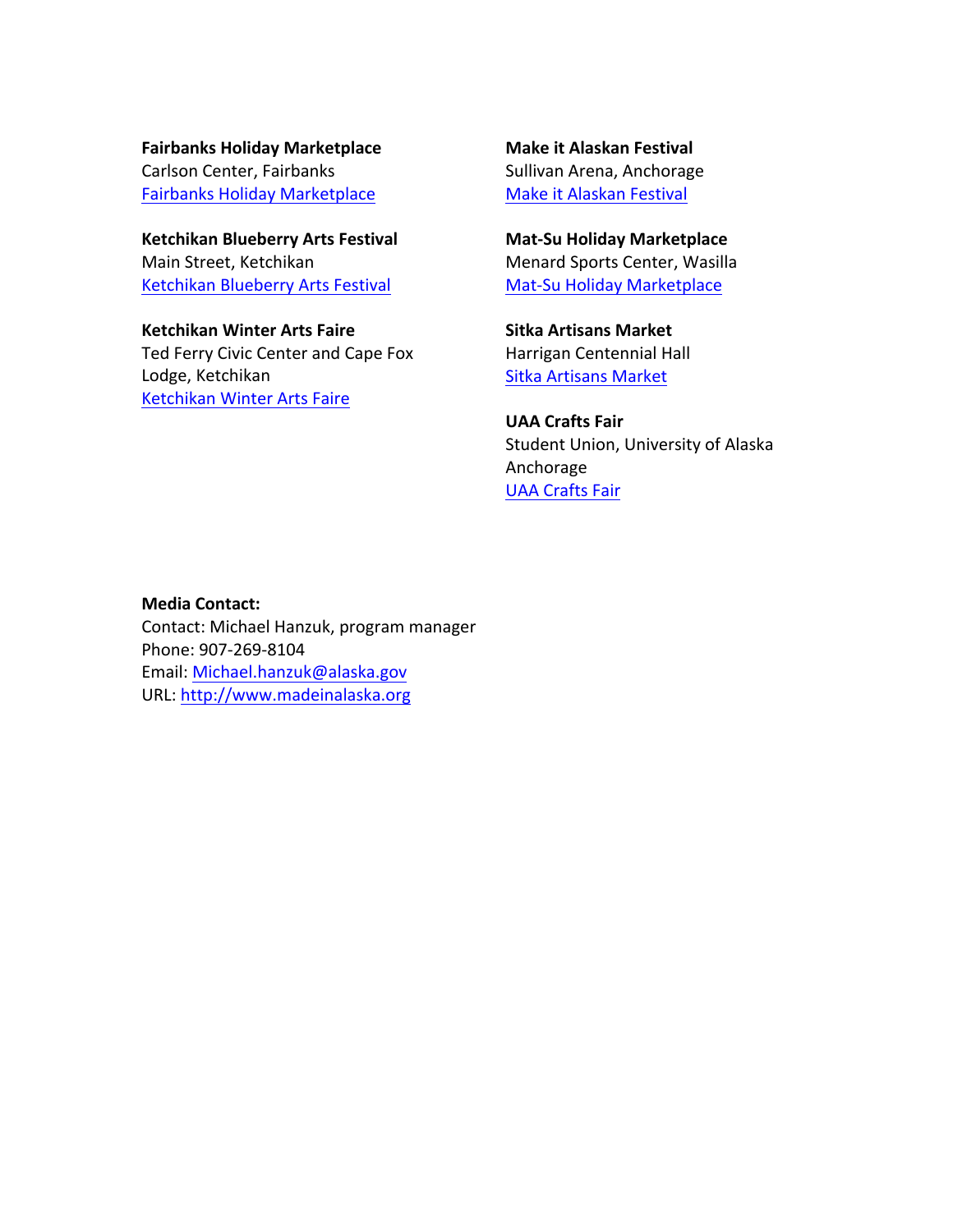**Fairbanks Holiday Marketplace**
Carlson Center, Fairbanks
[Fairbanks Holiday Marketplace]

**Ketchikan Blueberry Arts Festival**
Main Street, Ketchikan
[Ketchikan Blueberry Arts Festival]

**Ketchikan Winter Arts Faire**
Ted Ferry Civic Center and Cape Fox Lodge, Ketchikan
[Ketchikan Winter Arts Faire]

**Make it Alaskan Festival**
Sullivan Arena, Anchorage
[Make it Alaskan Festival]

**Mat-Su Holiday Marketplace**
Menard Sports Center, Wasilla
[Mat-Su Holiday Marketplace]

**Sitka Artisans Market**
Harrigan Centennial Hall
[Sitka Artisans Market]

**UAA Crafts Fair**
Student Union, University of Alaska Anchorage
[UAA Crafts Fair]

**Media Contact:**
Contact: Michael Hanzuk, program manager
Phone: 907-269-8104
Email: Michael.hanzuk@alaska.gov
URL: http://www.madeinalaska.org